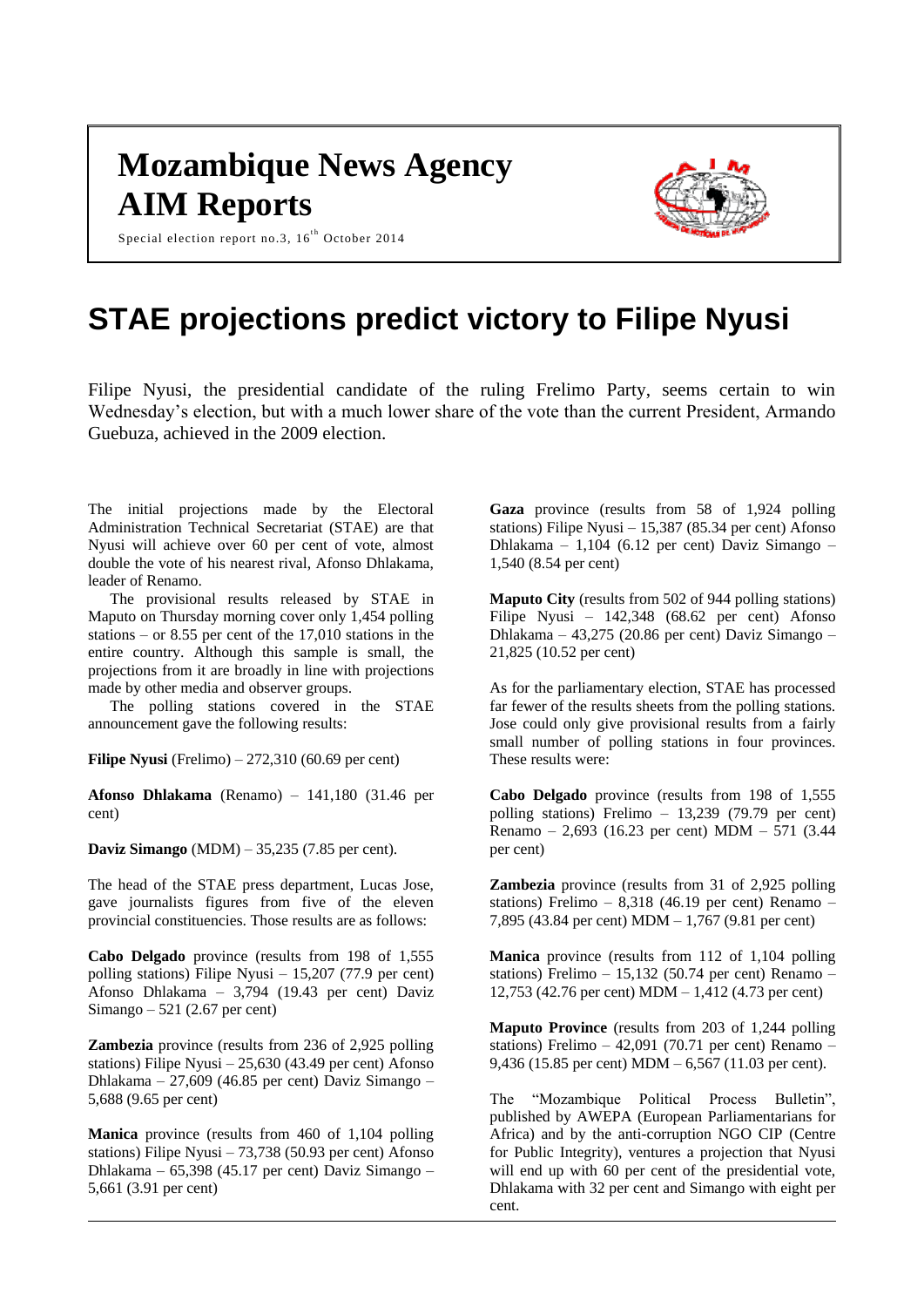# Mozambique News Agency
# AIM Reports

Special election report no.3, 16th October 2014

# STAE projections predict victory to Filipe Nyusi

Filipe Nyusi, the presidential candidate of the ruling Frelimo Party, seems certain to win Wednesday's election, but with a much lower share of the vote than the current President, Armando Guebuza, achieved in the 2009 election.

The initial projections made by the Electoral Administration Technical Secretariat (STAE) are that Nyusi will achieve over 60 per cent of vote, almost double the vote of his nearest rival, Afonso Dhlakama, leader of Renamo.

The provisional results released by STAE in Maputo on Thursday morning cover only 1,454 polling stations – or 8.55 per cent of the 17,010 stations in the entire country. Although this sample is small, the projections from it are broadly in line with projections made by other media and observer groups.

The polling stations covered in the STAE announcement gave the following results:

**Filipe Nyusi** (Frelimo) – 272,310 (60.69 per cent)

**Afonso Dhlakama** (Renamo) – 141,180 (31.46 per cent)

**Daviz Simango** (MDM) – 35,235 (7.85 per cent).

The head of the STAE press department, Lucas Jose, gave journalists figures from five of the eleven provincial constituencies. Those results are as follows:

**Cabo Delgado** province (results from 198 of 1,555 polling stations) Filipe Nyusi – 15,207 (77.9 per cent) Afonso Dhlakama – 3,794 (19.43 per cent) Daviz Simango – 521 (2.67 per cent)

**Zambezia** province (results from 236 of 2,925 polling stations) Filipe Nyusi – 25,630 (43.49 per cent) Afonso Dhlakama – 27,609 (46.85 per cent) Daviz Simango – 5,688 (9.65 per cent)

**Manica** province (results from 460 of 1,104 polling stations) Filipe Nyusi – 73,738 (50.93 per cent) Afonso Dhlakama – 65,398 (45.17 per cent) Daviz Simango – 5,661 (3.91 per cent)

**Gaza** province (results from 58 of 1,924 polling stations) Filipe Nyusi – 15,387 (85.34 per cent) Afonso Dhlakama – 1,104 (6.12 per cent) Daviz Simango – 1,540 (8.54 per cent)

**Maputo City** (results from 502 of 944 polling stations) Filipe Nyusi – 142,348 (68.62 per cent) Afonso Dhlakama – 43,275 (20.86 per cent) Daviz Simango – 21,825 (10.52 per cent)

As for the parliamentary election, STAE has processed far fewer of the results sheets from the polling stations. Jose could only give provisional results from a fairly small number of polling stations in four provinces. These results were:

**Cabo Delgado** province (results from 198 of 1,555 polling stations) Frelimo – 13,239 (79.79 per cent) Renamo – 2,693 (16.23 per cent) MDM – 571 (3.44 per cent)

**Zambezia** province (results from 31 of 2,925 polling stations) Frelimo – 8,318 (46.19 per cent) Renamo – 7,895 (43.84 per cent) MDM – 1,767 (9.81 per cent)

**Manica** province (results from 112 of 1,104 polling stations) Frelimo – 15,132 (50.74 per cent) Renamo – 12,753 (42.76 per cent) MDM – 1,412 (4.73 per cent)

**Maputo Province** (results from 203 of 1,244 polling stations) Frelimo – 42,091 (70.71 per cent) Renamo – 9,436 (15.85 per cent) MDM – 6,567 (11.03 per cent).

The "Mozambique Political Process Bulletin", published by AWEPA (European Parliamentarians for Africa) and by the anti-corruption NGO CIP (Centre for Public Integrity), ventures a projection that Nyusi will end up with 60 per cent of the presidential vote, Dhlakama with 32 per cent and Simango with eight per cent.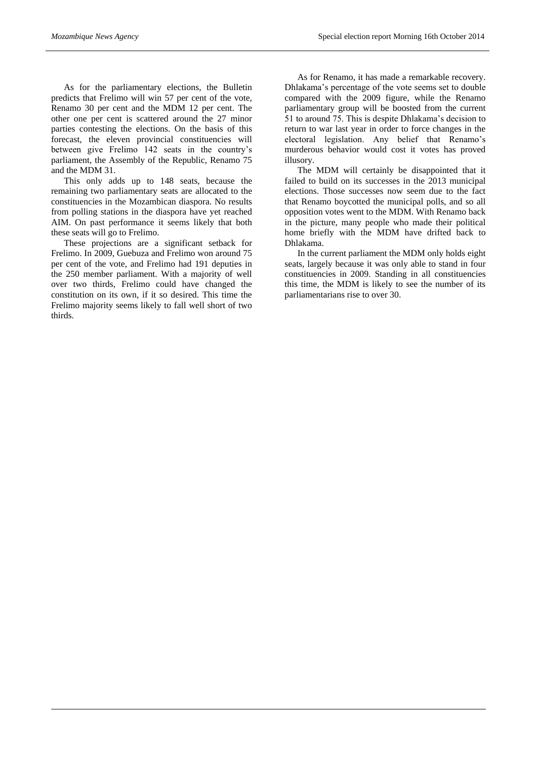As for the parliamentary elections, the Bulletin predicts that Frelimo will win 57 per cent of the vote, Renamo 30 per cent and the MDM 12 per cent. The other one per cent is scattered around the 27 minor parties contesting the elections. On the basis of this forecast, the eleven provincial constituencies will between give Frelimo 142 seats in the country's parliament, the Assembly of the Republic, Renamo 75 and the MDM 31.

This only adds up to 148 seats, because the remaining two parliamentary seats are allocated to the constituencies in the Mozambican diaspora. No results from polling stations in the diaspora have yet reached AIM. On past performance it seems likely that both these seats will go to Frelimo.

These projections are a significant setback for Frelimo. In 2009, Guebuza and Frelimo won around 75 per cent of the vote, and Frelimo had 191 deputies in the 250 member parliament. With a majority of well over two thirds, Frelimo could have changed the constitution on its own, if it so desired. This time the Frelimo majority seems likely to fall well short of two thirds.

As for Renamo, it has made a remarkable recovery. Dhlakama's percentage of the vote seems set to double compared with the 2009 figure, while the Renamo parliamentary group will be boosted from the current 51 to around 75. This is despite Dhlakama's decision to return to war last year in order to force changes in the electoral legislation. Any belief that Renamo's murderous behavior would cost it votes has proved illusory.

The MDM will certainly be disappointed that it failed to build on its successes in the 2013 municipal elections. Those successes now seem due to the fact that Renamo boycotted the municipal polls, and so all opposition votes went to the MDM. With Renamo back in the picture, many people who made their political home briefly with the MDM have drifted back to Dhlakama.

In the current parliament the MDM only holds eight seats, largely because it was only able to stand in four constituencies in 2009. Standing in all constituencies this time, the MDM is likely to see the number of its parliamentarians rise to over 30.